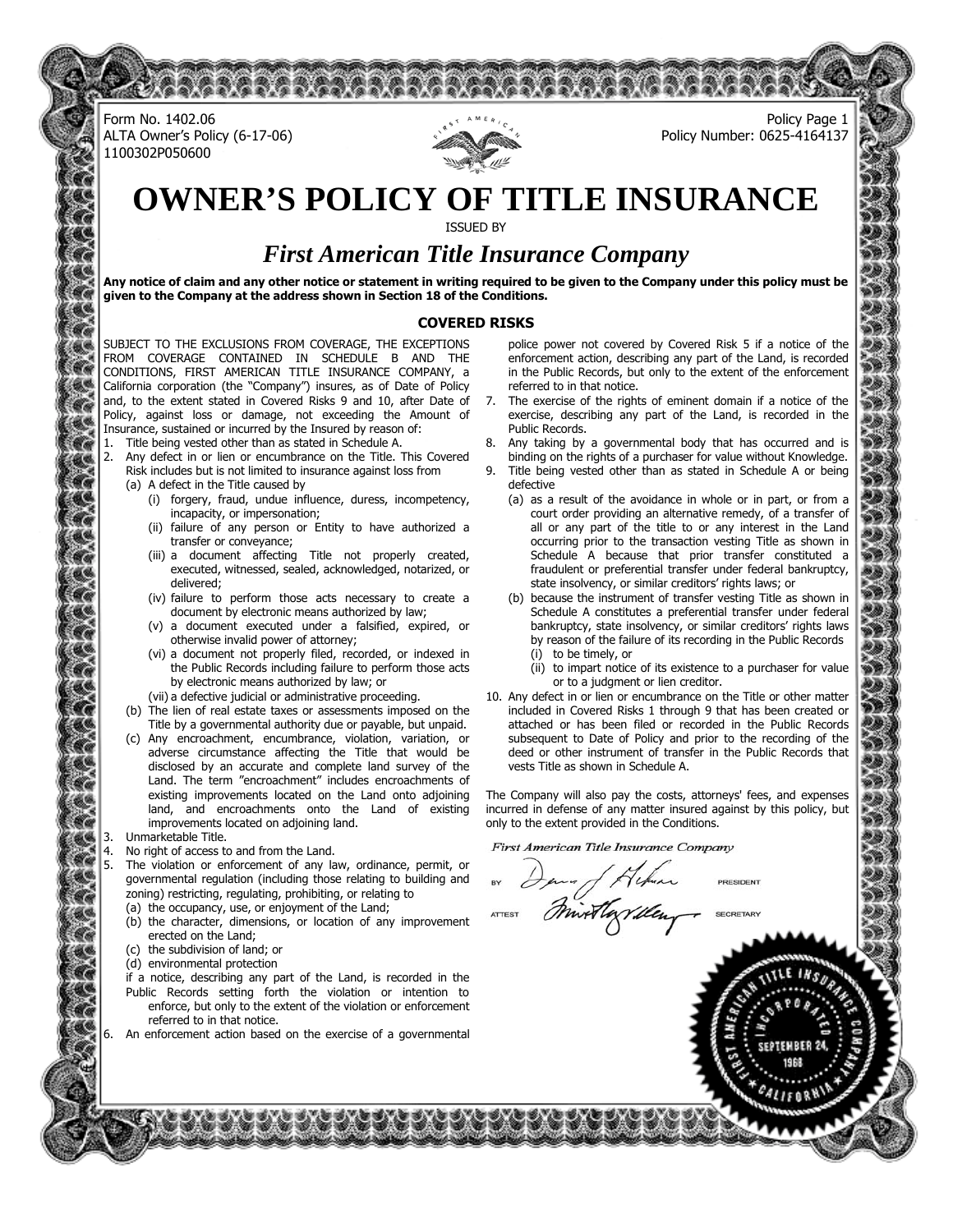Form No. 1402.06
ALTA Owner's Policy (6-17-06)
1100302P050600

Policy Page 1
Policy Number: 0625-4164137

# OWNER'S POLICY OF TITLE INSURANCE

ISSUED BY

## *First American Title Insurance Company*

**Any notice of claim and any other notice or statement in writing required to be given to the Company under this policy must be given to the Company at the address shown in Section 18 of the Conditions.**

### COVERED RISKS

SUBJECT TO THE EXCLUSIONS FROM COVERAGE, THE EXCEPTIONS FROM COVERAGE CONTAINED IN SCHEDULE B AND THE CONDITIONS, FIRST AMERICAN TITLE INSURANCE COMPANY, a California corporation (the "Company") insures, as of Date of Policy and, to the extent stated in Covered Risks 9 and 10, after Date of Policy, against loss or damage, not exceeding the Amount of Insurance, sustained or incurred by the Insured by reason of:

1. Title being vested other than as stated in Schedule A.
2. Any defect in or lien or encumbrance on the Title. This Covered Risk includes but is not limited to insurance against loss from
   - (a) A defect in the Title caused by
     - (i) forgery, fraud, undue influence, duress, incompetency, incapacity, or impersonation;
     - (ii) failure of any person or Entity to have authorized a transfer or conveyance;
     - (iii) a document affecting Title not properly created, executed, witnessed, sealed, acknowledged, notarized, or delivered;
     - (iv) failure to perform those acts necessary to create a document by electronic means authorized by law;
     - (v) a document executed under a falsified, expired, or otherwise invalid power of attorney;
     - (vi) a document not properly filed, recorded, or indexed in the Public Records including failure to perform those acts by electronic means authorized by law; or
     - (vii) a defective judicial or administrative proceeding.
   - (b) The lien of real estate taxes or assessments imposed on the Title by a governmental authority due or payable, but unpaid.
   - (c) Any encroachment, encumbrance, violation, variation, or adverse circumstance affecting the Title that would be disclosed by an accurate and complete land survey of the Land. The term "encroachment" includes encroachments of existing improvements located on the Land onto adjoining land, and encroachments onto the Land of existing improvements located on adjoining land.
3. Unmarketable Title.
4. No right of access to and from the Land.
5. The violation or enforcement of any law, ordinance, permit, or governmental regulation (including those relating to building and zoning) restricting, regulating, prohibiting, or relating to
   - (a) the occupancy, use, or enjoyment of the Land;
   - (b) the character, dimensions, or location of any improvement erected on the Land;
   - (c) the subdivision of land; or
   - (d) environmental protection

   if a notice, describing any part of the Land, is recorded in the Public Records setting forth the violation or intention to enforce, but only to the extent of the violation or enforcement referred to in that notice.
6. An enforcement action based on the exercise of a governmental police power not covered by Covered Risk 5 if a notice of the enforcement action, describing any part of the Land, is recorded in the Public Records, but only to the extent of the enforcement referred to in that notice.
7. The exercise of the rights of eminent domain if a notice of the exercise, describing any part of the Land, is recorded in the Public Records.
8. Any taking by a governmental body that has occurred and is binding on the rights of a purchaser for value without Knowledge.
9. Title being vested other than as stated in Schedule A or being defective
   - (a) as a result of the avoidance in whole or in part, or from a court order providing an alternative remedy, of a transfer of all or any part of the title to or any interest in the Land occurring prior to the transaction vesting Title as shown in Schedule A because that prior transfer constituted a fraudulent or preferential transfer under federal bankruptcy, state insolvency, or similar creditors' rights laws; or
   - (b) because the instrument of transfer vesting Title as shown in Schedule A constitutes a preferential transfer under federal bankruptcy, state insolvency, or similar creditors' rights laws by reason of the failure of its recording in the Public Records
     - (i) to be timely, or
     - (ii) to impart notice of its existence to a purchaser for value or to a judgment or lien creditor.
10. Any defect in or lien or encumbrance on the Title or other matter included in Covered Risks 1 through 9 that has been created or attached or has been filed or recorded in the Public Records subsequent to Date of Policy and prior to the recording of the deed or other instrument of transfer in the Public Records that vests Title as shown in Schedule A.

The Company will also pay the costs, attorneys' fees, and expenses incurred in defense of any matter insured against by this policy, but only to the extent provided in the Conditions.

*First American Title Insurance Company*

BY PRESIDENT

ATTEST SECRETARY

FIRST AMERICAN TITLE INSURANCE COMPANY INCORPORATED SEPTEMBER 24, 1968 CALIFORNIA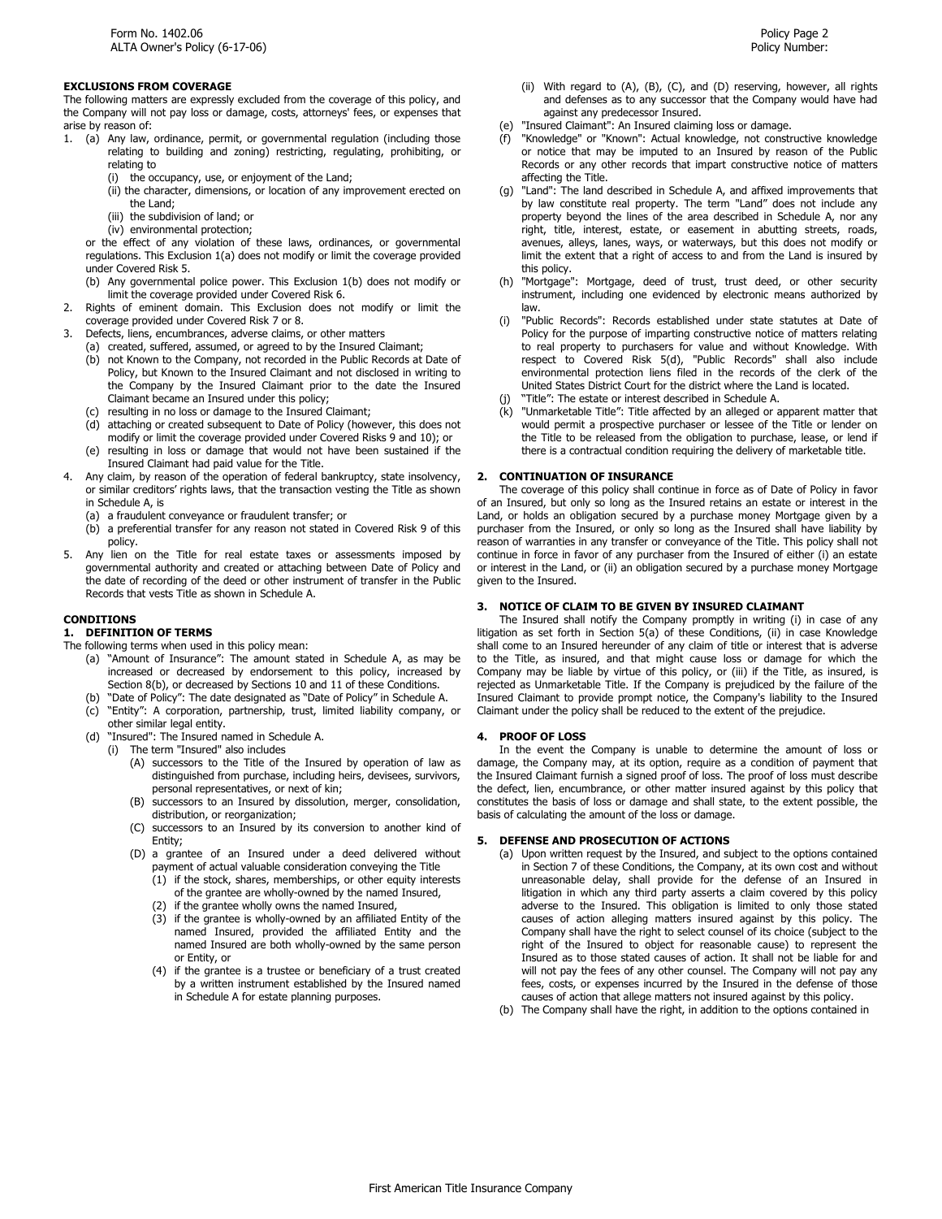## EXCLUSIONS FROM COVERAGE

The following matters are expressly excluded from the coverage of this policy, and the Company will not pay loss or damage, costs, attorneys' fees, or expenses that arise by reason of:

1. (a) Any law, ordinance, permit, or governmental regulation (including those relating to building and zoning) restricting, regulating, prohibiting, or relating to
   - (i) the occupancy, use, or enjoyment of the Land;
   - (ii) the character, dimensions, or location of any improvement erected on the Land;
   - (iii) the subdivision of land; or
   - (iv) environmental protection;

   or the effect of any violation of these laws, ordinances, or governmental regulations. This Exclusion 1(a) does not modify or limit the coverage provided under Covered Risk 5.

   (b) Any governmental police power. This Exclusion 1(b) does not modify or limit the coverage provided under Covered Risk 6.
2. Rights of eminent domain. This Exclusion does not modify or limit the coverage provided under Covered Risk 7 or 8.
3. Defects, liens, encumbrances, adverse claims, or other matters
   - (a) created, suffered, assumed, or agreed to by the Insured Claimant;
   - (b) not Known to the Company, not recorded in the Public Records at Date of Policy, but Known to the Insured Claimant and not disclosed in writing to the Company by the Insured Claimant prior to the date the Insured Claimant became an Insured under this policy;
   - (c) resulting in no loss or damage to the Insured Claimant;
   - (d) attaching or created subsequent to Date of Policy (however, this does not modify or limit the coverage provided under Covered Risks 9 and 10); or
   - (e) resulting in loss or damage that would not have been sustained if the Insured Claimant had paid value for the Title.
4. Any claim, by reason of the operation of federal bankruptcy, state insolvency, or similar creditors' rights laws, that the transaction vesting the Title as shown in Schedule A, is
   - (a) a fraudulent conveyance or fraudulent transfer; or
   - (b) a preferential transfer for any reason not stated in Covered Risk 9 of this policy.
5. Any lien on the Title for real estate taxes or assessments imposed by governmental authority and created or attaching between Date of Policy and the date of recording of the deed or other instrument of transfer in the Public Records that vests Title as shown in Schedule A.

## CONDITIONS

### 1. DEFINITION OF TERMS

The following terms when used in this policy mean:

- (a) "Amount of Insurance": The amount stated in Schedule A, as may be increased or decreased by endorsement to this policy, increased by Section 8(b), or decreased by Sections 10 and 11 of these Conditions.
- (b) "Date of Policy": The date designated as "Date of Policy" in Schedule A.
- (c) "Entity": A corporation, partnership, trust, limited liability company, or other similar legal entity.
- (d) "Insured": The Insured named in Schedule A.
  - (i) The term "Insured" also includes
    - (A) successors to the Title of the Insured by operation of law as distinguished from purchase, including heirs, devisees, survivors, personal representatives, or next of kin;
    - (B) successors to an Insured by dissolution, merger, consolidation, distribution, or reorganization;
    - (C) successors to an Insured by its conversion to another kind of Entity;
    - (D) a grantee of an Insured under a deed delivered without payment of actual valuable consideration conveying the Title
      - (1) if the stock, shares, memberships, or other equity interests of the grantee are wholly-owned by the named Insured,
      - (2) if the grantee wholly owns the named Insured,
      - (3) if the grantee is wholly-owned by an affiliated Entity of the named Insured, provided the affiliated Entity and the named Insured are both wholly-owned by the same person or Entity, or
      - (4) if the grantee is a trustee or beneficiary of a trust created by a written instrument established by the Insured named in Schedule A for estate planning purposes.
  - (ii) With regard to (A), (B), (C), and (D) reserving, however, all rights and defenses as to any successor that the Company would have had against any predecessor Insured.
- (e) "Insured Claimant": An Insured claiming loss or damage.
- (f) "Knowledge" or "Known": Actual knowledge, not constructive knowledge or notice that may be imputed to an Insured by reason of the Public Records or any other records that impart constructive notice of matters affecting the Title.
- (g) "Land": The land described in Schedule A, and affixed improvements that by law constitute real property. The term "Land" does not include any property beyond the lines of the area described in Schedule A, nor any right, title, interest, estate, or easement in abutting streets, roads, avenues, alleys, lanes, ways, or waterways, but this does not modify or limit the extent that a right of access to and from the Land is insured by this policy.
- (h) "Mortgage": Mortgage, deed of trust, trust deed, or other security instrument, including one evidenced by electronic means authorized by law.
- (i) "Public Records": Records established under state statutes at Date of Policy for the purpose of imparting constructive notice of matters relating to real property to purchasers for value and without Knowledge. With respect to Covered Risk 5(d), "Public Records" shall also include environmental protection liens filed in the records of the clerk of the United States District Court for the district where the Land is located.
- (j) "Title": The estate or interest described in Schedule A.
- (k) "Unmarketable Title": Title affected by an alleged or apparent matter that would permit a prospective purchaser or lessee of the Title or lender on the Title to be released from the obligation to purchase, lease, or lend if there is a contractual condition requiring the delivery of marketable title.

### 2. CONTINUATION OF INSURANCE

The coverage of this policy shall continue in force as of Date of Policy in favor of an Insured, but only so long as the Insured retains an estate or interest in the Land, or holds an obligation secured by a purchase money Mortgage given by a purchaser from the Insured, or only so long as the Insured shall have liability by reason of warranties in any transfer or conveyance of the Title. This policy shall not continue in force in favor of any purchaser from the Insured of either (i) an estate or interest in the Land, or (ii) an obligation secured by a purchase money Mortgage given to the Insured.

### 3. NOTICE OF CLAIM TO BE GIVEN BY INSURED CLAIMANT

The Insured shall notify the Company promptly in writing (i) in case of any litigation as set forth in Section 5(a) of these Conditions, (ii) in case Knowledge shall come to an Insured hereunder of any claim of title or interest that is adverse to the Title, as insured, and that might cause loss or damage for which the Company may be liable by virtue of this policy, or (iii) if the Title, as insured, is rejected as Unmarketable Title. If the Company is prejudiced by the failure of the Insured Claimant to provide prompt notice, the Company's liability to the Insured Claimant under the policy shall be reduced to the extent of the prejudice.

### 4. PROOF OF LOSS

In the event the Company is unable to determine the amount of loss or damage, the Company may, at its option, require as a condition of payment that the Insured Claimant furnish a signed proof of loss. The proof of loss must describe the defect, lien, encumbrance, or other matter insured against by this policy that constitutes the basis of loss or damage and shall state, to the extent possible, the basis of calculating the amount of the loss or damage.

### 5. DEFENSE AND PROSECUTION OF ACTIONS

- (a) Upon written request by the Insured, and subject to the options contained in Section 7 of these Conditions, the Company, at its own cost and without unreasonable delay, shall provide for the defense of an Insured in litigation in which any third party asserts a claim covered by this policy adverse to the Insured. This obligation is limited to only those stated causes of action alleging matters insured against by this policy. The Company shall have the right to select counsel of its choice (subject to the right of the Insured to object for reasonable cause) to represent the Insured as to those stated causes of action. It shall not be liable for and will not pay the fees of any other counsel. The Company will not pay any fees, costs, or expenses incurred by the Insured in the defense of those causes of action that allege matters not insured against by this policy.
- (b) The Company shall have the right, in addition to the options contained in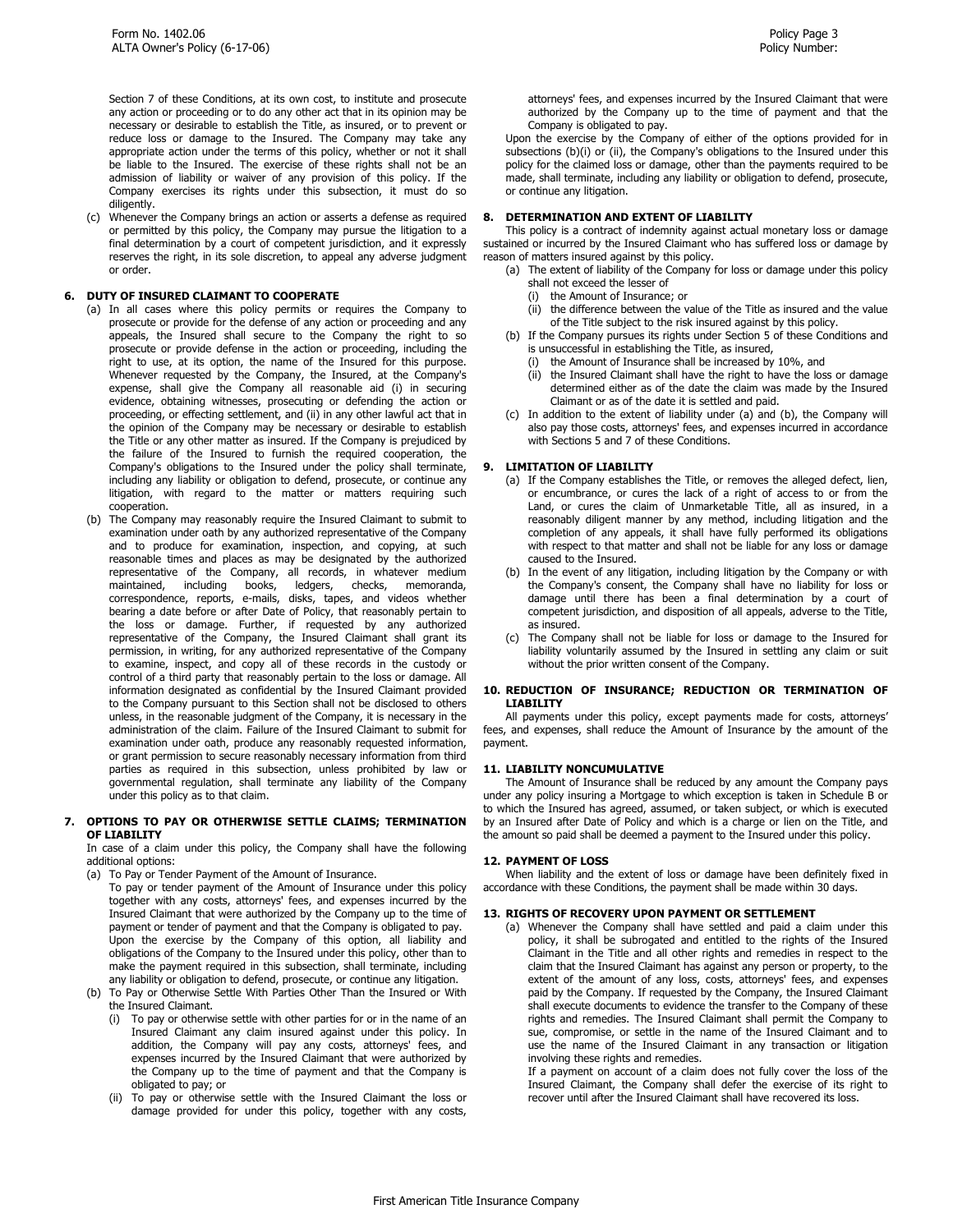Section 7 of these Conditions, at its own cost, to institute and prosecute any action or proceeding or to do any other act that in its opinion may be necessary or desirable to establish the Title, as insured, or to prevent or reduce loss or damage to the Insured. The Company may take any appropriate action under the terms of this policy, whether or not it shall be liable to the Insured. The exercise of these rights shall not be an admission of liability or waiver of any provision of this policy. If the Company exercises its rights under this subsection, it must do so diligently.

(c) Whenever the Company brings an action or asserts a defense as required or permitted by this policy, the Company may pursue the litigation to a final determination by a court of competent jurisdiction, and it expressly reserves the right, in its sole discretion, to appeal any adverse judgment or order.

**6. DUTY OF INSURED CLAIMANT TO COOPERATE**

(a) In all cases where this policy permits or requires the Company to prosecute or provide for the defense of any action or proceeding and any appeals, the Insured shall secure to the Company the right to so prosecute or provide defense in the action or proceeding, including the right to use, at its option, the name of the Insured for this purpose. Whenever requested by the Company, the Insured, at the Company's expense, shall give the Company all reasonable aid (i) in securing evidence, obtaining witnesses, prosecuting or defending the action or proceeding, or effecting settlement, and (ii) in any other lawful act that in the opinion of the Company may be necessary or desirable to establish the Title or any other matter as insured. If the Company is prejudiced by the failure of the Insured to furnish the required cooperation, the Company's obligations to the Insured under the policy shall terminate, including any liability or obligation to defend, prosecute, or continue any litigation, with regard to the matter or matters requiring such cooperation.

(b) The Company may reasonably require the Insured Claimant to submit to examination under oath by any authorized representative of the Company and to produce for examination, inspection, and copying, at such reasonable times and places as may be designated by the authorized representative of the Company, all records, in whatever medium maintained, including books, ledgers, checks, memoranda, correspondence, reports, e-mails, disks, tapes, and videos whether bearing a date before or after Date of Policy, that reasonably pertain to the loss or damage. Further, if requested by any authorized representative of the Company, the Insured Claimant shall grant its permission, in writing, for any authorized representative of the Company to examine, inspect, and copy all of these records in the custody or control of a third party that reasonably pertain to the loss or damage. All information designated as confidential by the Insured Claimant provided to the Company pursuant to this Section shall not be disclosed to others unless, in the reasonable judgment of the Company, it is necessary in the administration of the claim. Failure of the Insured Claimant to submit for examination under oath, produce any reasonably requested information, or grant permission to secure reasonably necessary information from third parties as required in this subsection, unless prohibited by law or governmental regulation, shall terminate any liability of the Company under this policy as to that claim.

**7. OPTIONS TO PAY OR OTHERWISE SETTLE CLAIMS; TERMINATION OF LIABILITY**

In case of a claim under this policy, the Company shall have the following additional options:

(a) To Pay or Tender Payment of the Amount of Insurance.
To pay or tender payment of the Amount of Insurance under this policy together with any costs, attorneys' fees, and expenses incurred by the Insured Claimant that were authorized by the Company up to the time of payment or tender of payment and that the Company is obligated to pay.
Upon the exercise by the Company of this option, all liability and obligations of the Company to the Insured under this policy, other than to make the payment required in this subsection, shall terminate, including any liability or obligation to defend, prosecute, or continue any litigation.

(b) To Pay or Otherwise Settle With Parties Other Than the Insured or With the Insured Claimant.
   (i) To pay or otherwise settle with other parties for or in the name of an Insured Claimant any claim insured against under this policy. In addition, the Company will pay any costs, attorneys' fees, and expenses incurred by the Insured Claimant that were authorized by the Company up to the time of payment and that the Company is obligated to pay; or
   (ii) To pay or otherwise settle with the Insured Claimant the loss or damage provided for under this policy, together with any costs, attorneys' fees, and expenses incurred by the Insured Claimant that were authorized by the Company up to the time of payment and that the Company is obligated to pay.

Upon the exercise by the Company of either of the options provided for in subsections (b)(i) or (ii), the Company's obligations to the Insured under this policy for the claimed loss or damage, other than the payments required to be made, shall terminate, including any liability or obligation to defend, prosecute, or continue any litigation.

**8. DETERMINATION AND EXTENT OF LIABILITY**

This policy is a contract of indemnity against actual monetary loss or damage sustained or incurred by the Insured Claimant who has suffered loss or damage by reason of matters insured against by this policy.

(a) The extent of liability of the Company for loss or damage under this policy shall not exceed the lesser of
   (i) the Amount of Insurance; or
   (ii) the difference between the value of the Title as insured and the value of the Title subject to the risk insured against by this policy.

(b) If the Company pursues its rights under Section 5 of these Conditions and is unsuccessful in establishing the Title, as insured,
   (i) the Amount of Insurance shall be increased by 10%, and
   (ii) the Insured Claimant shall have the right to have the loss or damage determined either as of the date the claim was made by the Insured Claimant or as of the date it is settled and paid.

(c) In addition to the extent of liability under (a) and (b), the Company will also pay those costs, attorneys' fees, and expenses incurred in accordance with Sections 5 and 7 of these Conditions.

**9. LIMITATION OF LIABILITY**

(a) If the Company establishes the Title, or removes the alleged defect, lien, or encumbrance, or cures the lack of a right of access to or from the Land, or cures the claim of Unmarketable Title, all as insured, in a reasonably diligent manner by any method, including litigation and the completion of any appeals, it shall have fully performed its obligations with respect to that matter and shall not be liable for any loss or damage caused to the Insured.

(b) In the event of any litigation, including litigation by the Company or with the Company's consent, the Company shall have no liability for loss or damage until there has been a final determination by a court of competent jurisdiction, and disposition of all appeals, adverse to the Title, as insured.

(c) The Company shall not be liable for loss or damage to the Insured for liability voluntarily assumed by the Insured in settling any claim or suit without the prior written consent of the Company.

**10. REDUCTION OF INSURANCE; REDUCTION OR TERMINATION OF LIABILITY**

All payments under this policy, except payments made for costs, attorneys' fees, and expenses, shall reduce the Amount of Insurance by the amount of the payment.

**11. LIABILITY NONCUMULATIVE**

The Amount of Insurance shall be reduced by any amount the Company pays under any policy insuring a Mortgage to which exception is taken in Schedule B or to which the Insured has agreed, assumed, or taken subject, or which is executed by an Insured after Date of Policy and which is a charge or lien on the Title, and the amount so paid shall be deemed a payment to the Insured under this policy.

**12. PAYMENT OF LOSS**

When liability and the extent of loss or damage have been definitely fixed in accordance with these Conditions, the payment shall be made within 30 days.

**13. RIGHTS OF RECOVERY UPON PAYMENT OR SETTLEMENT**

(a) Whenever the Company shall have settled and paid a claim under this policy, it shall be subrogated and entitled to the rights of the Insured Claimant in the Title and all other rights and remedies in respect to the claim that the Insured Claimant has against any person or property, to the extent of the amount of any loss, costs, attorneys' fees, and expenses paid by the Company. If requested by the Company, the Insured Claimant shall execute documents to evidence the transfer to the Company of these rights and remedies. The Insured Claimant shall permit the Company to sue, compromise, or settle in the name of the Insured Claimant and to use the name of the Insured Claimant in any transaction or litigation involving these rights and remedies.
If a payment on account of a claim does not fully cover the loss of the Insured Claimant, the Company shall defer the exercise of its right to recover until after the Insured Claimant shall have recovered its loss.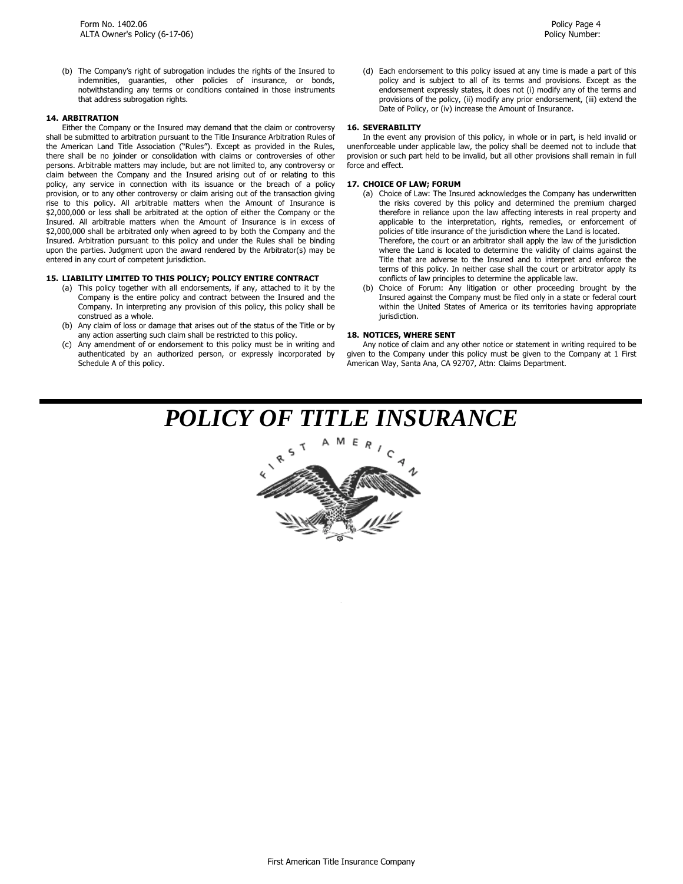(b) The Company's right of subrogation includes the rights of the Insured to indemnities, guaranties, other policies of insurance, or bonds, notwithstanding any terms or conditions contained in those instruments that address subrogation rights.

**14. ARBITRATION**

Either the Company or the Insured may demand that the claim or controversy shall be submitted to arbitration pursuant to the Title Insurance Arbitration Rules of the American Land Title Association ("Rules"). Except as provided in the Rules, there shall be no joinder or consolidation with claims or controversies of other persons. Arbitrable matters may include, but are not limited to, any controversy or claim between the Company and the Insured arising out of or relating to this policy, any service in connection with its issuance or the breach of a policy provision, or to any other controversy or claim arising out of the transaction giving rise to this policy. All arbitrable matters when the Amount of Insurance is $2,000,000 or less shall be arbitrated at the option of either the Company or the Insured. All arbitrable matters when the Amount of Insurance is in excess of $2,000,000 shall be arbitrated only when agreed to by both the Company and the Insured. Arbitration pursuant to this policy and under the Rules shall be binding upon the parties. Judgment upon the award rendered by the Arbitrator(s) may be entered in any court of competent jurisdiction.

**15. LIABILITY LIMITED TO THIS POLICY; POLICY ENTIRE CONTRACT**

(a) This policy together with all endorsements, if any, attached to it by the Company is the entire policy and contract between the Insured and the Company. In interpreting any provision of this policy, this policy shall be construed as a whole.

(b) Any claim of loss or damage that arises out of the status of the Title or by any action asserting such claim shall be restricted to this policy.

(c) Any amendment of or endorsement to this policy must be in writing and authenticated by an authorized person, or expressly incorporated by Schedule A of this policy.

(d) Each endorsement to this policy issued at any time is made a part of this policy and is subject to all of its terms and provisions. Except as the endorsement expressly states, it does not (i) modify any of the terms and provisions of the policy, (ii) modify any prior endorsement, (iii) extend the Date of Policy, or (iv) increase the Amount of Insurance.

**16. SEVERABILITY**

In the event any provision of this policy, in whole or in part, is held invalid or unenforceable under applicable law, the policy shall be deemed not to include that provision or such part held to be invalid, but all other provisions shall remain in full force and effect.

**17. CHOICE OF LAW; FORUM**

(a) Choice of Law: The Insured acknowledges the Company has underwritten the risks covered by this policy and determined the premium charged therefore in reliance upon the law affecting interests in real property and applicable to the interpretation, rights, remedies, or enforcement of policies of title insurance of the jurisdiction where the Land is located.
Therefore, the court or an arbitrator shall apply the law of the jurisdiction where the Land is located to determine the validity of claims against the Title that are adverse to the Insured and to interpret and enforce the terms of this policy. In neither case shall the court or arbitrator apply its conflicts of law principles to determine the applicable law.

(b) Choice of Forum: Any litigation or other proceeding brought by the Insured against the Company must be filed only in a state or federal court within the United States of America or its territories having appropriate jurisdiction.

**18. NOTICES, WHERE SENT**

Any notice of claim and any other notice or statement in writing required to be given to the Company under this policy must be given to the Company at 1 First American Way, Santa Ana, CA 92707, Attn: Claims Department.

# *POLICY OF TITLE INSURANCE*

FIRST AMERICAN

First American Title Insurance Company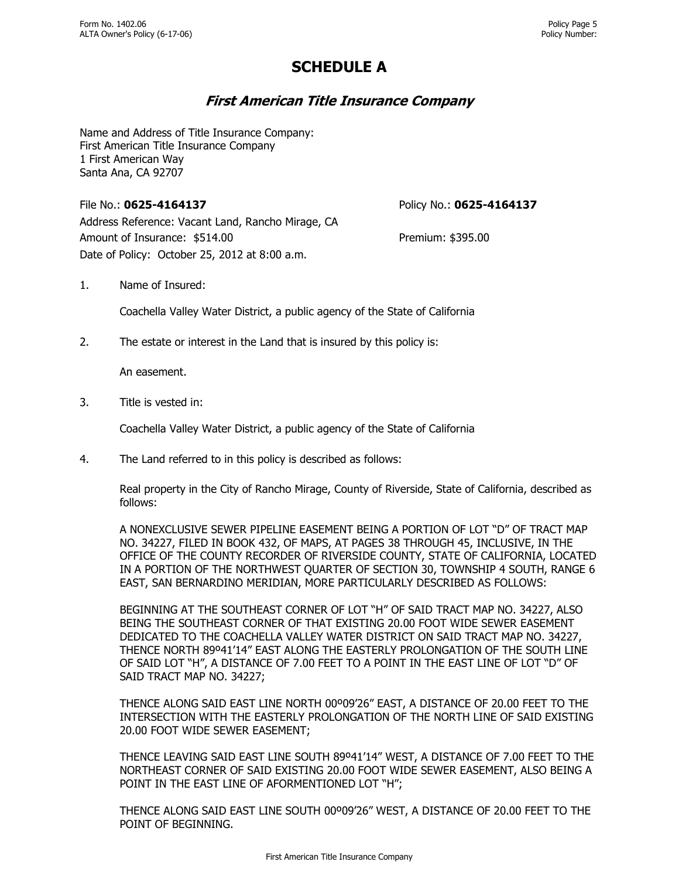# SCHEDULE A

## *First American Title Insurance Company*

Name and Address of Title Insurance Company:
First American Title Insurance Company
1 First American Way
Santa Ana, CA 92707

File No.: **0625-4164137** Policy No.: **0625-4164137**

Address Reference: Vacant Land, Rancho Mirage, CA

Amount of Insurance: $514.00 Premium: $395.00

Date of Policy: October 25, 2012 at 8:00 a.m.

1. Name of Insured:

   Coachella Valley Water District, a public agency of the State of California

2. The estate or interest in the Land that is insured by this policy is:

   An easement.

3. Title is vested in:

   Coachella Valley Water District, a public agency of the State of California

4. The Land referred to in this policy is described as follows:

   Real property in the City of Rancho Mirage, County of Riverside, State of California, described as follows:

   A NONEXCLUSIVE SEWER PIPELINE EASEMENT BEING A PORTION OF LOT "D" OF TRACT MAP NO. 34227, FILED IN BOOK 432, OF MAPS, AT PAGES 38 THROUGH 45, INCLUSIVE, IN THE OFFICE OF THE COUNTY RECORDER OF RIVERSIDE COUNTY, STATE OF CALIFORNIA, LOCATED IN A PORTION OF THE NORTHWEST QUARTER OF SECTION 30, TOWNSHIP 4 SOUTH, RANGE 6 EAST, SAN BERNARDINO MERIDIAN, MORE PARTICULARLY DESCRIBED AS FOLLOWS:

   BEGINNING AT THE SOUTHEAST CORNER OF LOT "H" OF SAID TRACT MAP NO. 34227, ALSO BEING THE SOUTHEAST CORNER OF THAT EXISTING 20.00 FOOT WIDE SEWER EASEMENT DEDICATED TO THE COACHELLA VALLEY WATER DISTRICT ON SAID TRACT MAP NO. 34227, THENCE NORTH 89º41'14" EAST ALONG THE EASTERLY PROLONGATION OF THE SOUTH LINE OF SAID LOT "H", A DISTANCE OF 7.00 FEET TO A POINT IN THE EAST LINE OF LOT "D" OF SAID TRACT MAP NO. 34227;

   THENCE ALONG SAID EAST LINE NORTH 00º09'26" EAST, A DISTANCE OF 20.00 FEET TO THE INTERSECTION WITH THE EASTERLY PROLONGATION OF THE NORTH LINE OF SAID EXISTING 20.00 FOOT WIDE SEWER EASEMENT;

   THENCE LEAVING SAID EAST LINE SOUTH 89º41'14" WEST, A DISTANCE OF 7.00 FEET TO THE NORTHEAST CORNER OF SAID EXISTING 20.00 FOOT WIDE SEWER EASEMENT, ALSO BEING A POINT IN THE EAST LINE OF AFORMENTIONED LOT "H";

   THENCE ALONG SAID EAST LINE SOUTH 00º09'26" WEST, A DISTANCE OF 20.00 FEET TO THE POINT OF BEGINNING.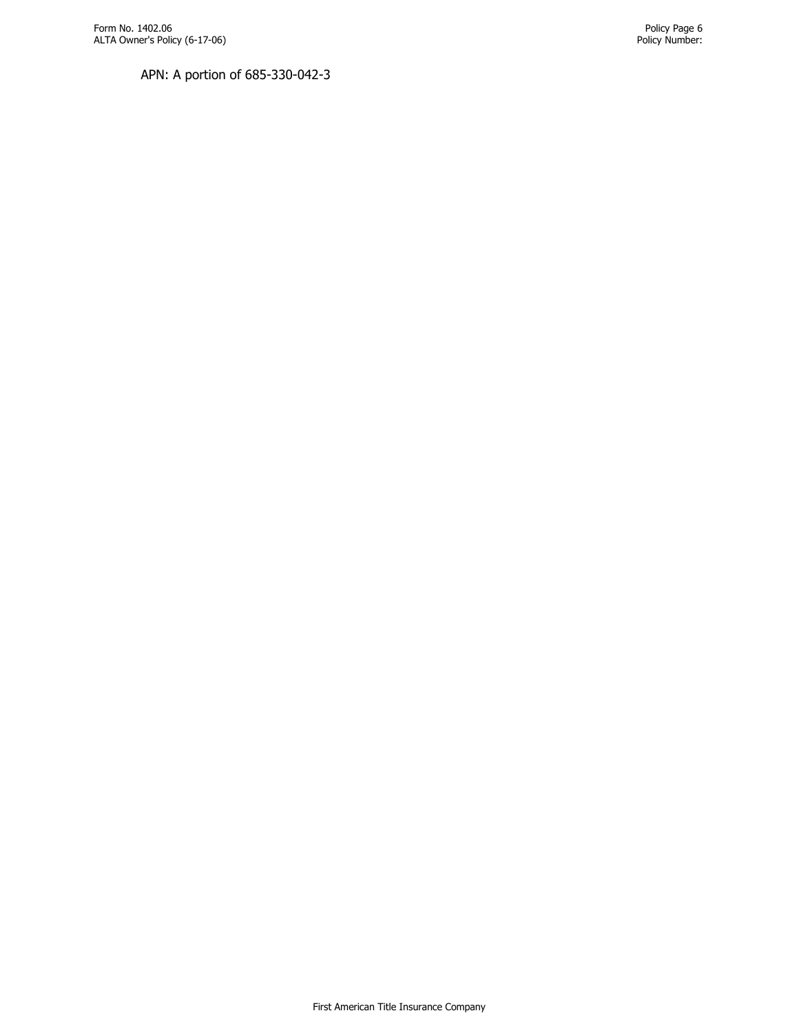APN: A portion of 685-330-042-3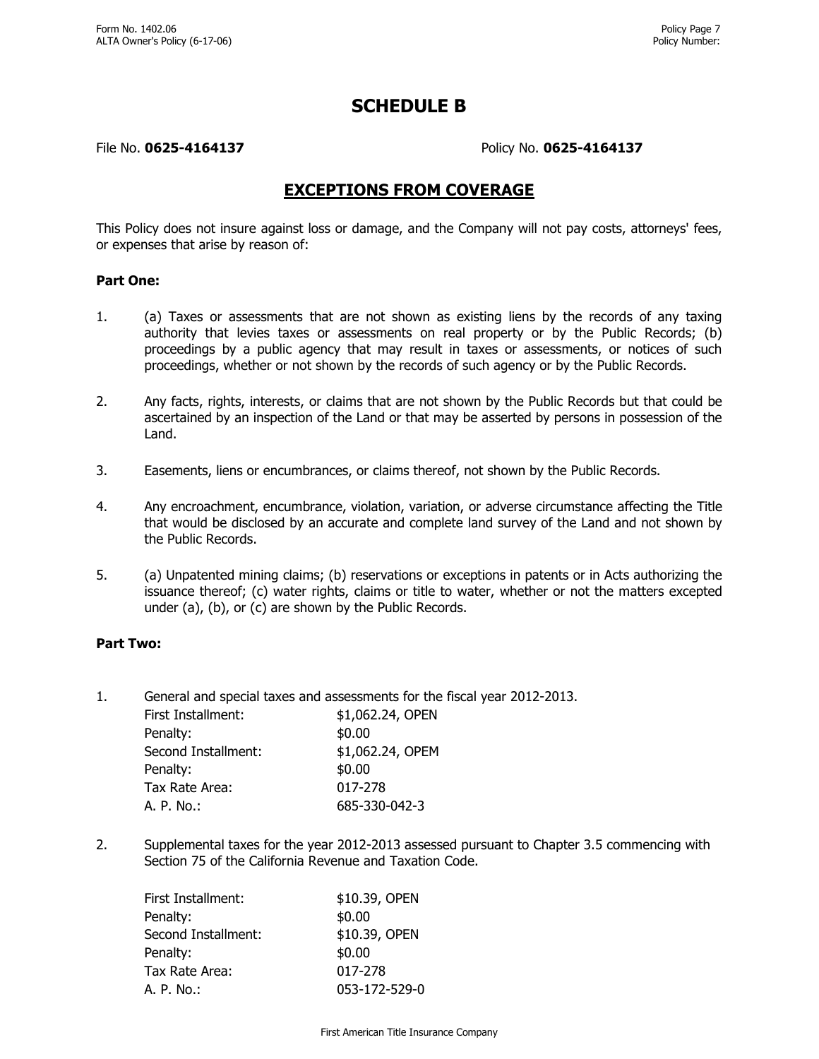# SCHEDULE B

File No. **0625-4164137** Policy No. **0625-4164137**

## EXCEPTIONS FROM COVERAGE

This Policy does not insure against loss or damage, and the Company will not pay costs, attorneys' fees, or expenses that arise by reason of:

**Part One:**

1. (a) Taxes or assessments that are not shown as existing liens by the records of any taxing authority that levies taxes or assessments on real property or by the Public Records; (b) proceedings by a public agency that may result in taxes or assessments, or notices of such proceedings, whether or not shown by the records of such agency or by the Public Records.

2. Any facts, rights, interests, or claims that are not shown by the Public Records but that could be ascertained by an inspection of the Land or that may be asserted by persons in possession of the Land.

3. Easements, liens or encumbrances, or claims thereof, not shown by the Public Records.

4. Any encroachment, encumbrance, violation, variation, or adverse circumstance affecting the Title that would be disclosed by an accurate and complete land survey of the Land and not shown by the Public Records.

5. (a) Unpatented mining claims; (b) reservations or exceptions in patents or in Acts authorizing the issuance thereof; (c) water rights, claims or title to water, whether or not the matters excepted under (a), (b), or (c) are shown by the Public Records.

**Part Two:**

1. General and special taxes and assessments for the fiscal year 2012-2013.

| | |
|---|---|
| First Installment: | $1,062.24, OPEN |
| Penalty: | $0.00 |
| Second Installment: | $1,062.24, OPEM |
| Penalty: | $0.00 |
| Tax Rate Area: | 017-278 |
| A. P. No.: | 685-330-042-3 |

2. Supplemental taxes for the year 2012-2013 assessed pursuant to Chapter 3.5 commencing with Section 75 of the California Revenue and Taxation Code.

| | |
|---|---|
| First Installment: | $10.39, OPEN |
| Penalty: | $0.00 |
| Second Installment: | $10.39, OPEN |
| Penalty: | $0.00 |
| Tax Rate Area: | 017-278 |
| A. P. No.: | 053-172-529-0 |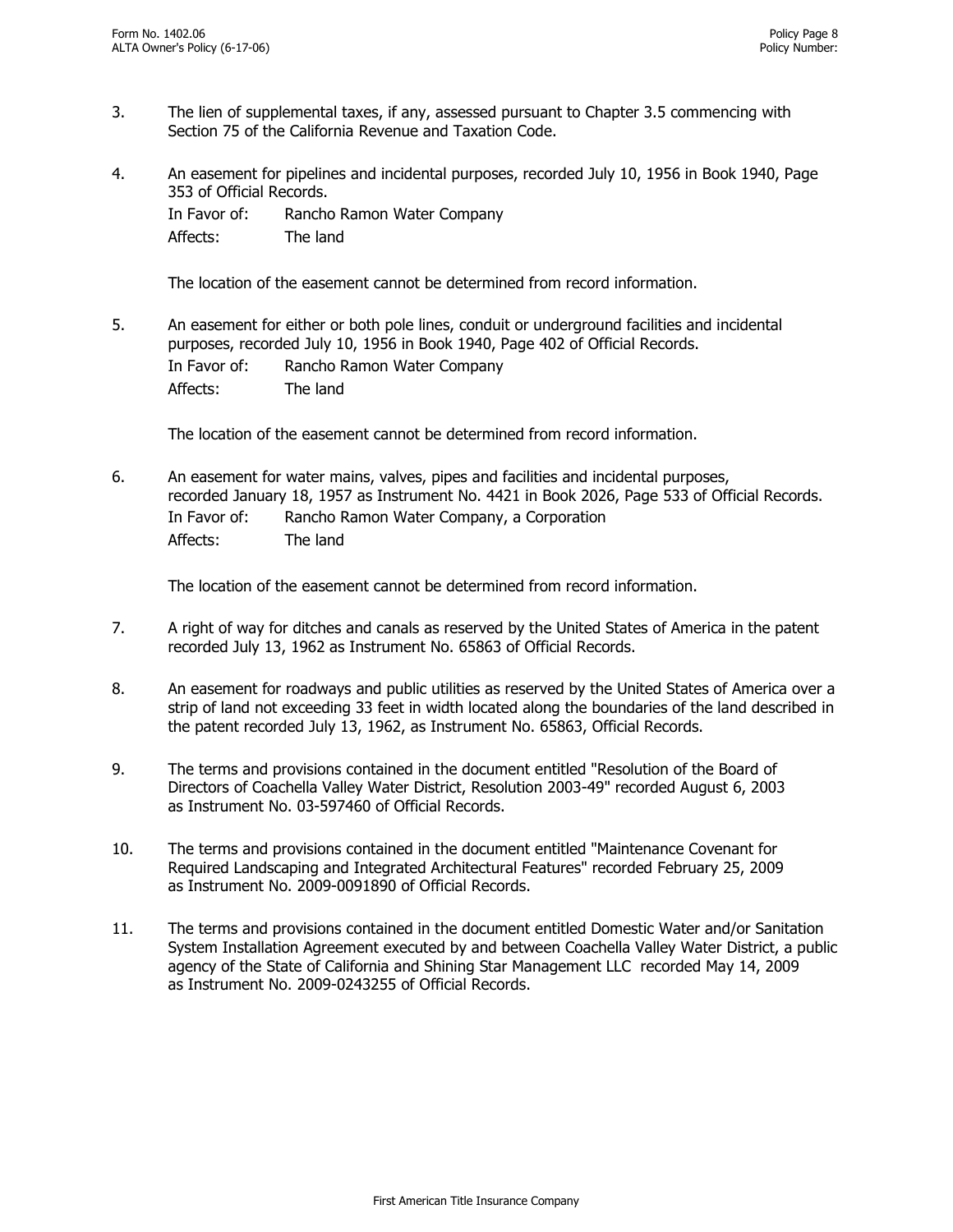3. The lien of supplemental taxes, if any, assessed pursuant to Chapter 3.5 commencing with Section 75 of the California Revenue and Taxation Code.

4. An easement for pipelines and incidental purposes, recorded July 10, 1956 in Book 1940, Page 353 of Official Records.

   In Favor of: Rancho Ramon Water Company

   Affects: The land

   The location of the easement cannot be determined from record information.

5. An easement for either or both pole lines, conduit or underground facilities and incidental purposes, recorded July 10, 1956 in Book 1940, Page 402 of Official Records.

   In Favor of: Rancho Ramon Water Company

   Affects: The land

   The location of the easement cannot be determined from record information.

6. An easement for water mains, valves, pipes and facilities and incidental purposes, recorded January 18, 1957 as Instrument No. 4421 in Book 2026, Page 533 of Official Records.

   In Favor of: Rancho Ramon Water Company, a Corporation

   Affects: The land

   The location of the easement cannot be determined from record information.

7. A right of way for ditches and canals as reserved by the United States of America in the patent recorded July 13, 1962 as Instrument No. 65863 of Official Records.

8. An easement for roadways and public utilities as reserved by the United States of America over a strip of land not exceeding 33 feet in width located along the boundaries of the land described in the patent recorded July 13, 1962, as Instrument No. 65863, Official Records.

9. The terms and provisions contained in the document entitled "Resolution of the Board of Directors of Coachella Valley Water District, Resolution 2003-49" recorded August 6, 2003 as Instrument No. 03-597460 of Official Records.

10. The terms and provisions contained in the document entitled "Maintenance Covenant for Required Landscaping and Integrated Architectural Features" recorded February 25, 2009 as Instrument No. 2009-0091890 of Official Records.

11. The terms and provisions contained in the document entitled Domestic Water and/or Sanitation System Installation Agreement executed by and between Coachella Valley Water District, a public agency of the State of California and Shining Star Management LLC recorded May 14, 2009 as Instrument No. 2009-0243255 of Official Records.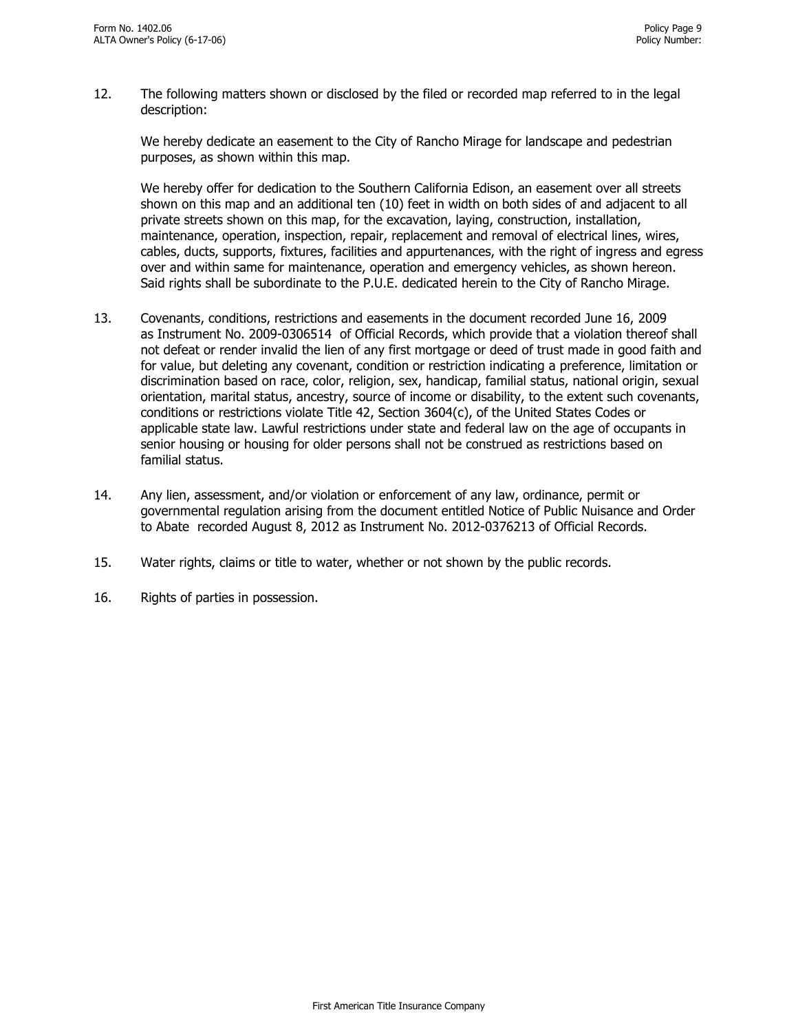12. The following matters shown or disclosed by the filed or recorded map referred to in the legal description:

    We hereby dedicate an easement to the City of Rancho Mirage for landscape and pedestrian purposes, as shown within this map.

    We hereby offer for dedication to the Southern California Edison, an easement over all streets shown on this map and an additional ten (10) feet in width on both sides of and adjacent to all private streets shown on this map, for the excavation, laying, construction, installation, maintenance, operation, inspection, repair, replacement and removal of electrical lines, wires, cables, ducts, supports, fixtures, facilities and appurtenances, with the right of ingress and egress over and within same for maintenance, operation and emergency vehicles, as shown hereon. Said rights shall be subordinate to the P.U.E. dedicated herein to the City of Rancho Mirage.

13. Covenants, conditions, restrictions and easements in the document recorded June 16, 2009 as Instrument No. 2009-0306514 of Official Records, which provide that a violation thereof shall not defeat or render invalid the lien of any first mortgage or deed of trust made in good faith and for value, but deleting any covenant, condition or restriction indicating a preference, limitation or discrimination based on race, color, religion, sex, handicap, familial status, national origin, sexual orientation, marital status, ancestry, source of income or disability, to the extent such covenants, conditions or restrictions violate Title 42, Section 3604(c), of the United States Codes or applicable state law. Lawful restrictions under state and federal law on the age of occupants in senior housing or housing for older persons shall not be construed as restrictions based on familial status.

14. Any lien, assessment, and/or violation or enforcement of any law, ordinance, permit or governmental regulation arising from the document entitled Notice of Public Nuisance and Order to Abate recorded August 8, 2012 as Instrument No. 2012-0376213 of Official Records.

15. Water rights, claims or title to water, whether or not shown by the public records.

16. Rights of parties in possession.